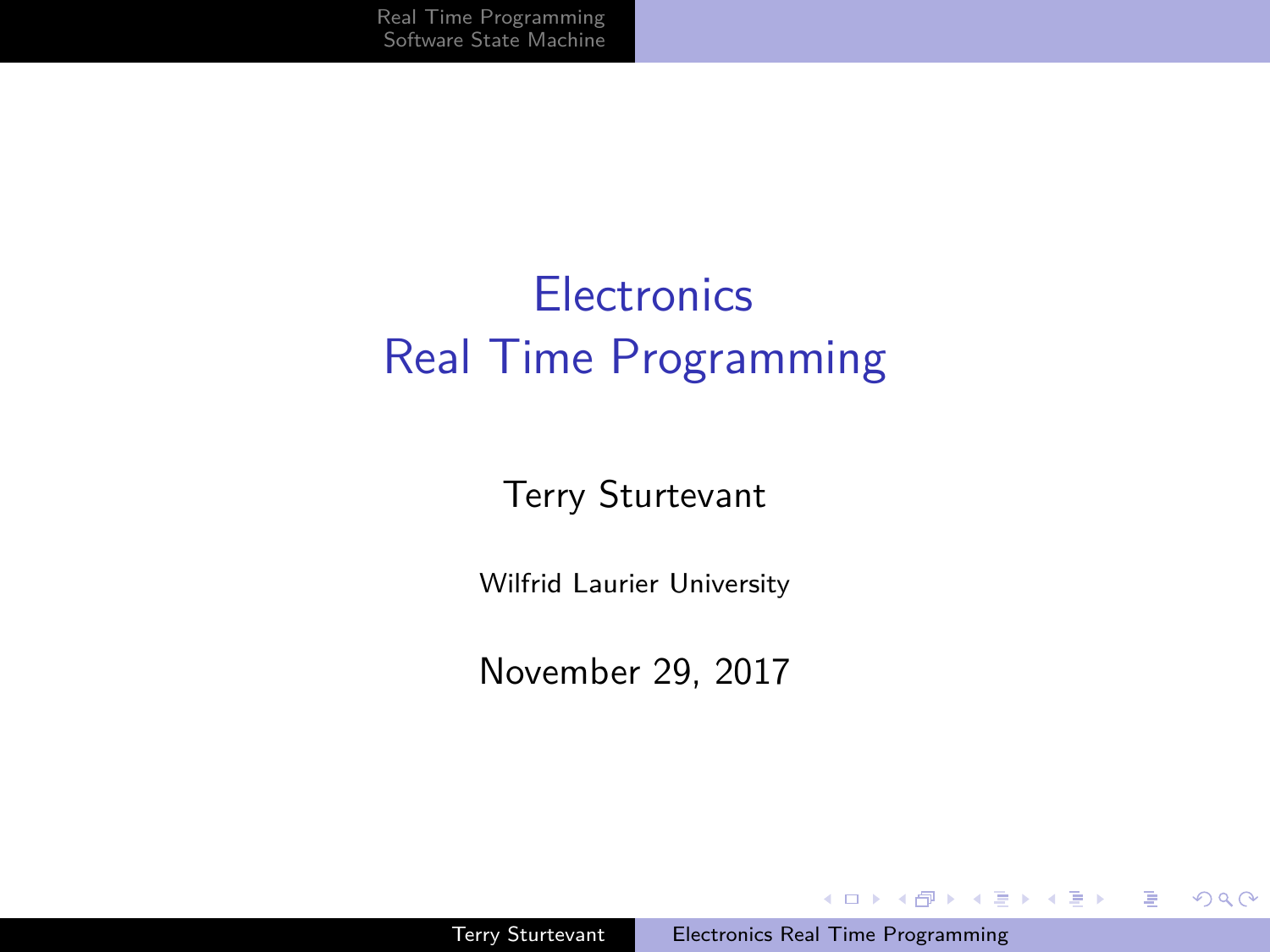# Electronics
# Real Time Programming

Terry Sturtevant

Wilfrid Laurier University

November 29, 2017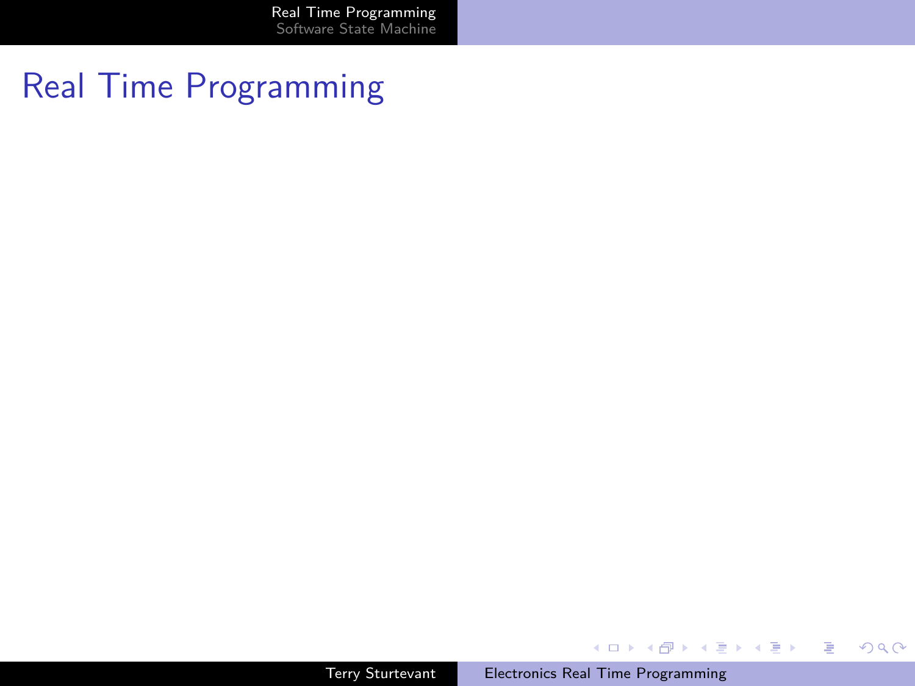# Real Time Programming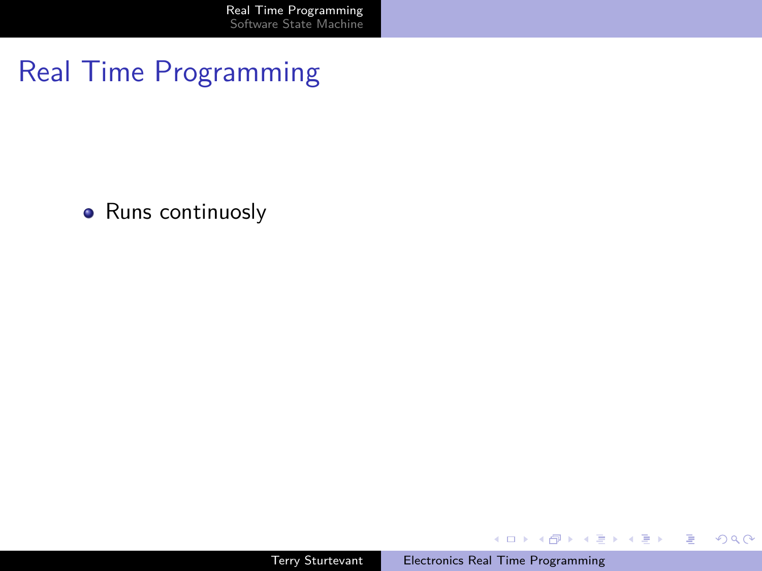# Real Time Programming

- Runs continuosly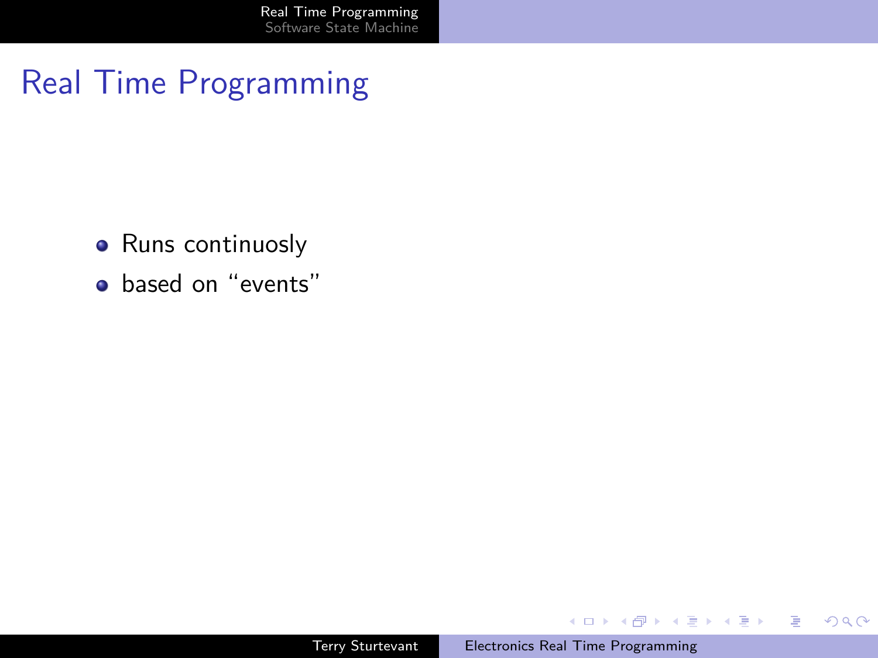# Real Time Programming

- Runs continuosly
- based on “events”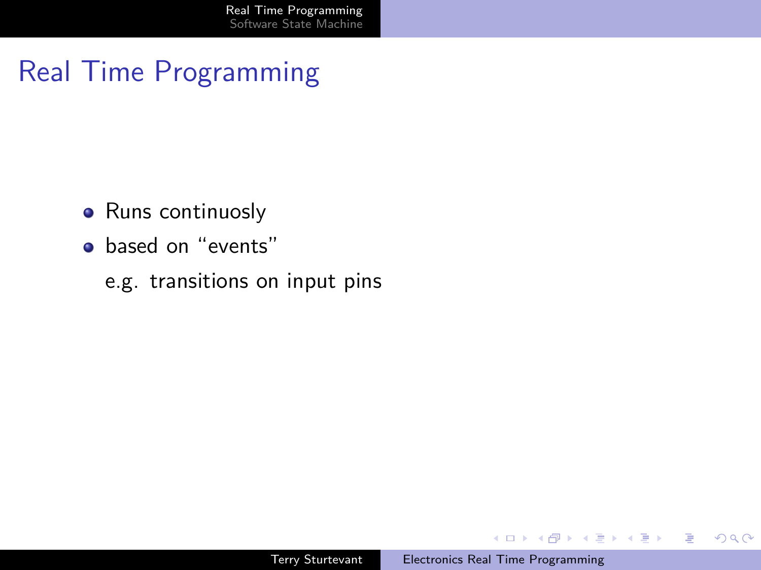# Real Time Programming

- Runs continuosly
- based on “events”

  e.g. transitions on input pins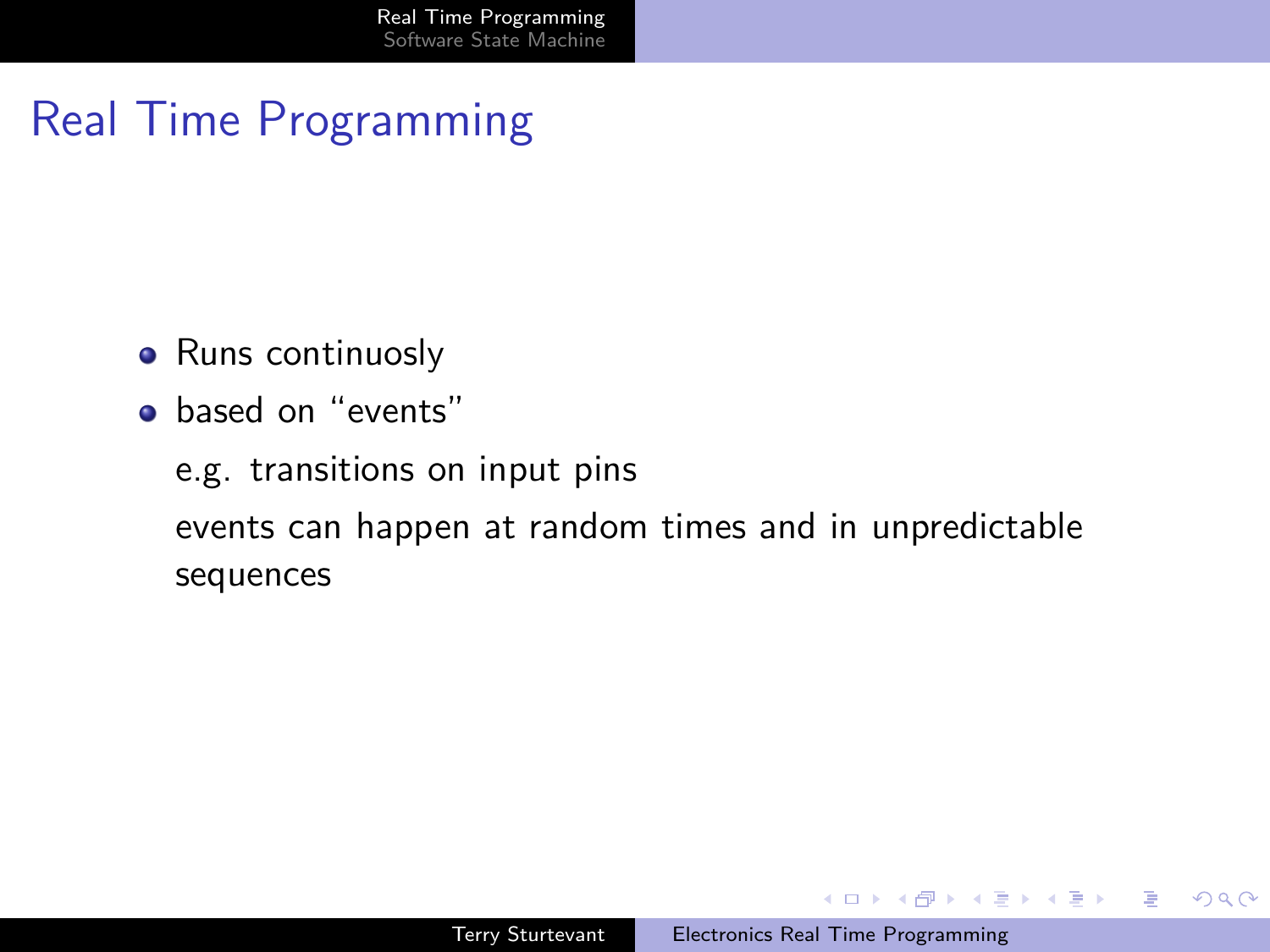# Real Time Programming

- Runs continuosly
- based on “events”

  e.g. transitions on input pins

  events can happen at random times and in unpredictable sequences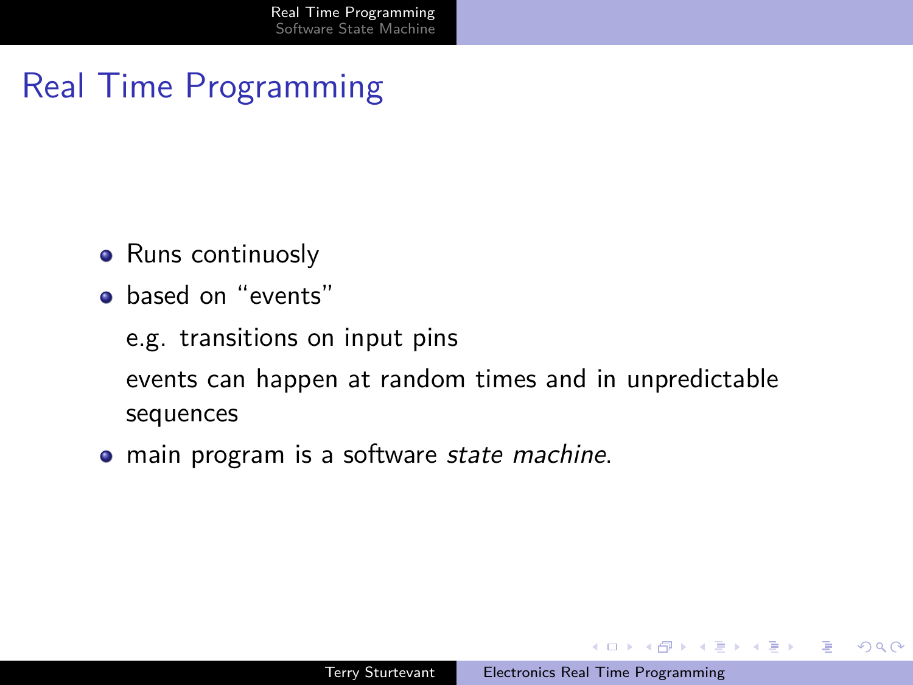# Real Time Programming

- Runs continuosly
- based on "events"

  e.g. transitions on input pins

  events can happen at random times and in unpredictable sequences
- main program is a software *state machine*.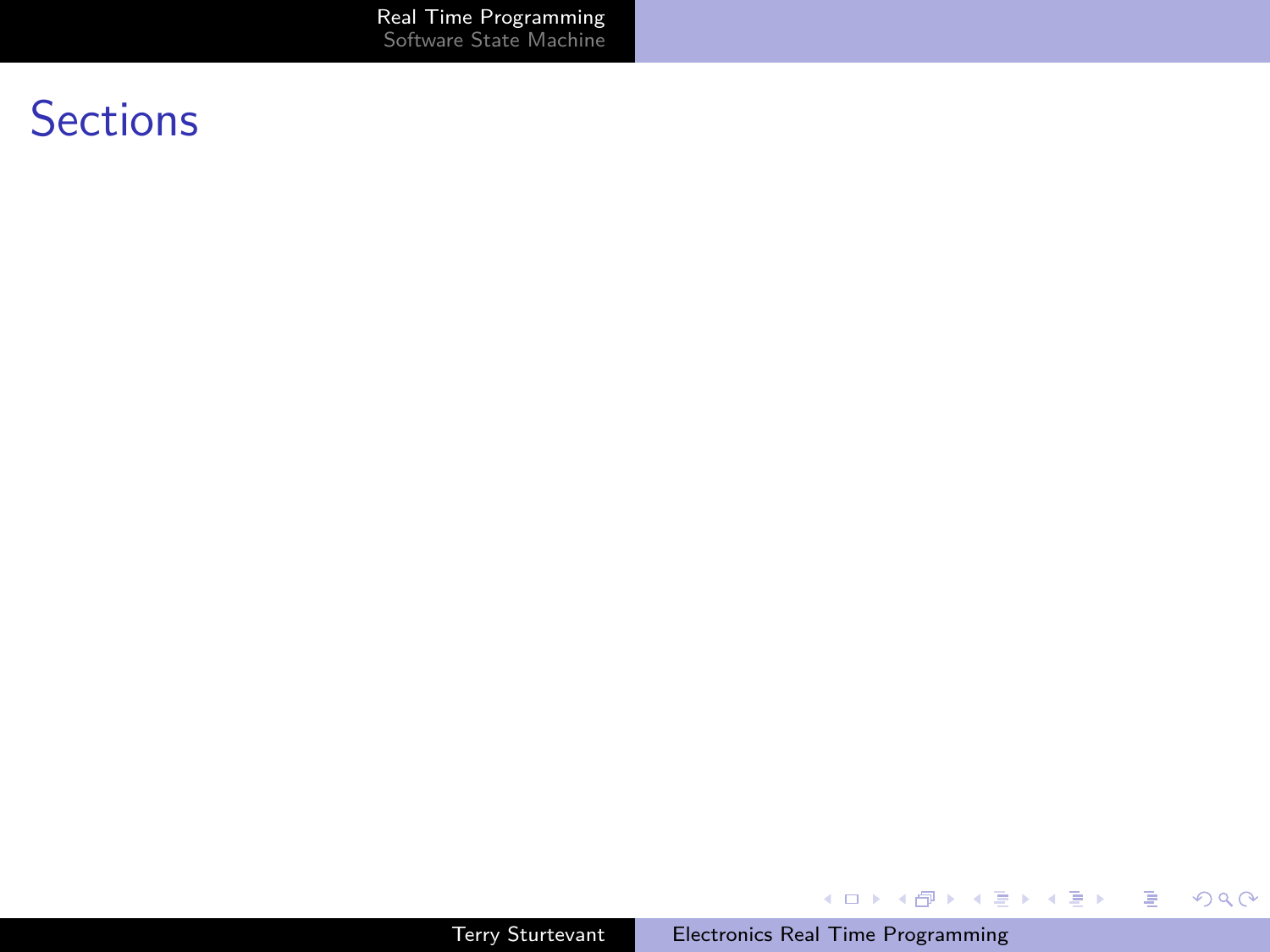# Sections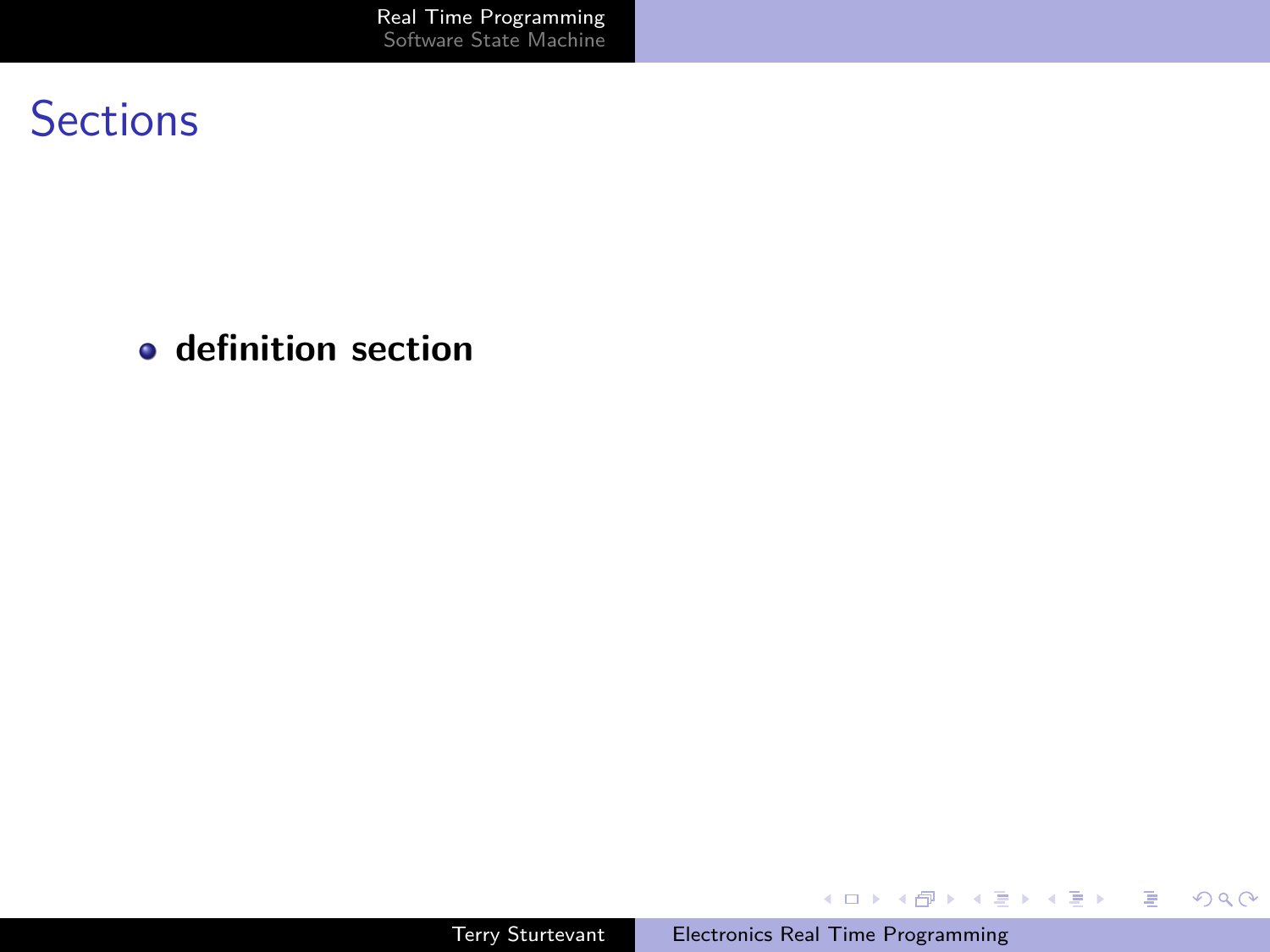# Sections

- **definition section**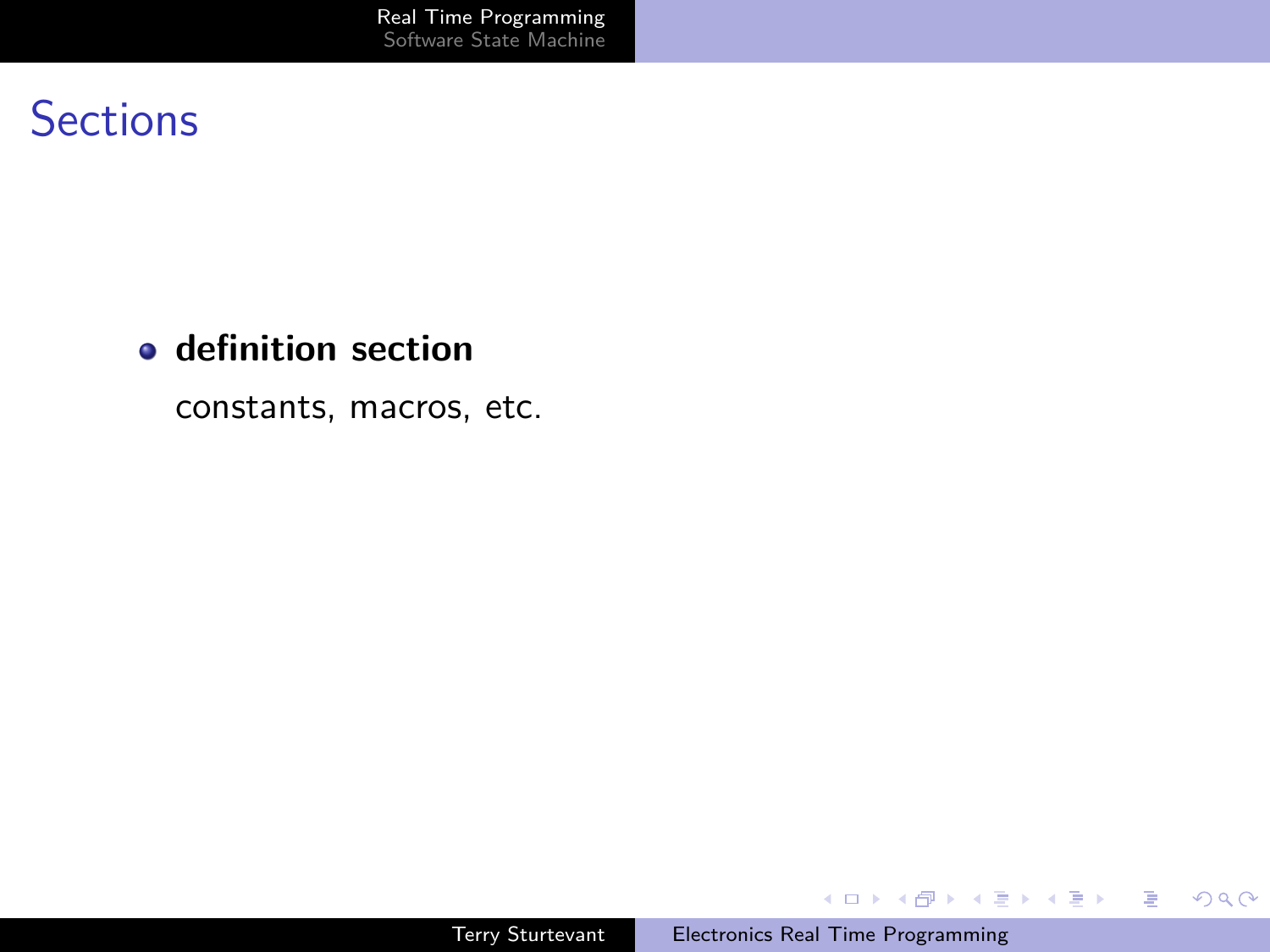# Sections

- **definition section**

  constants, macros, etc.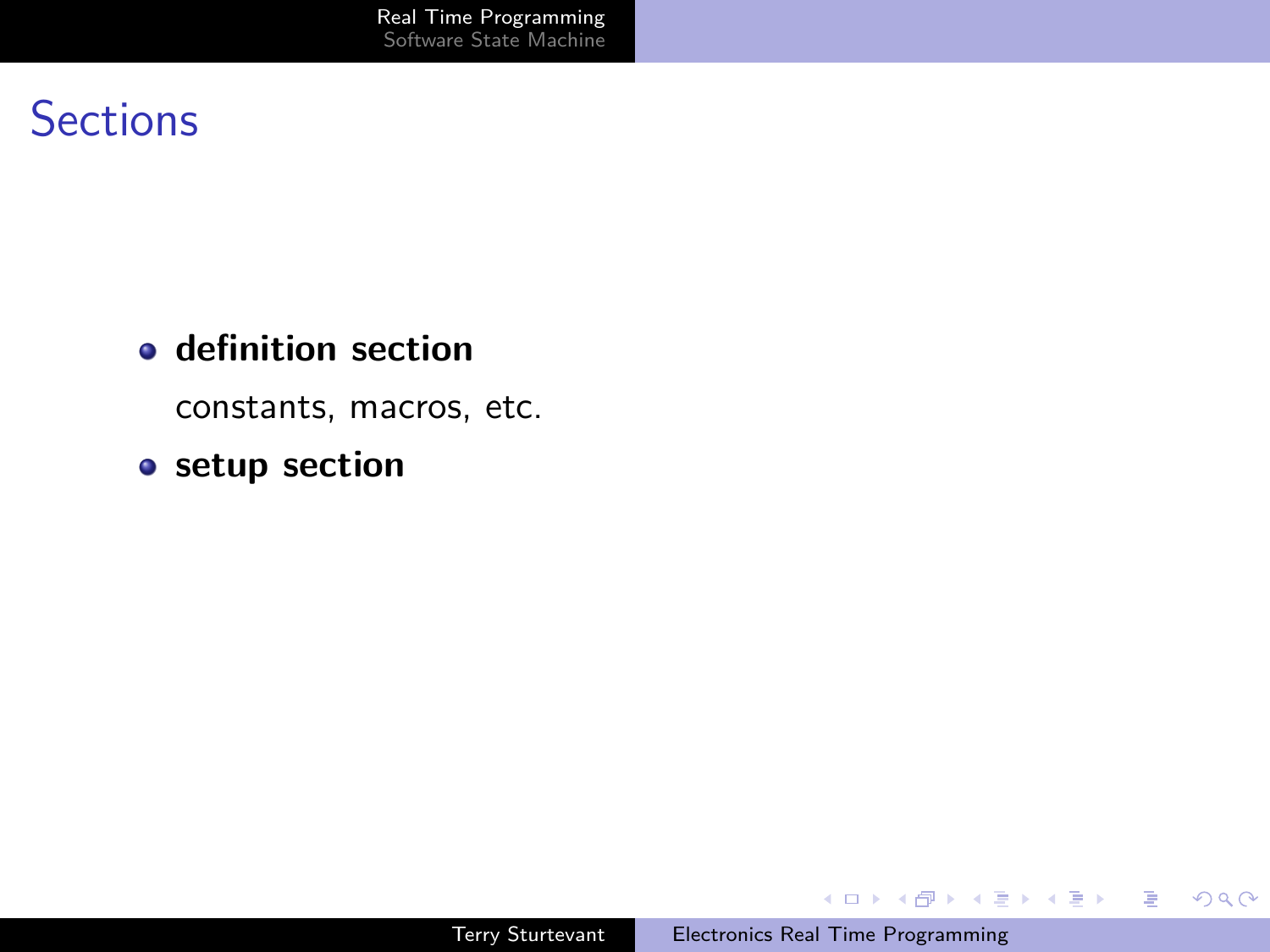# Sections

- **definition section**

  constants, macros, etc.

- **setup section**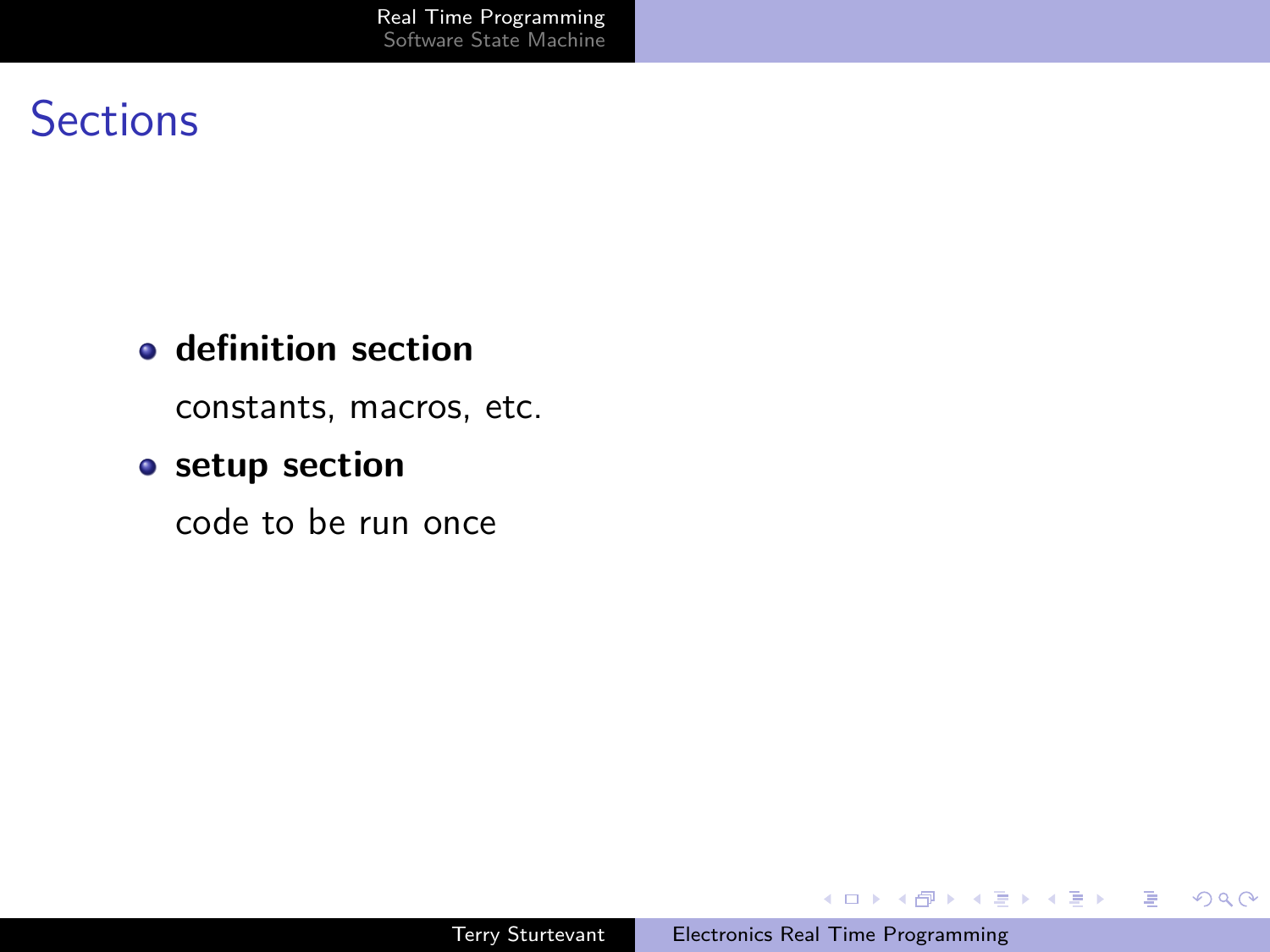# Sections

- **definition section**

  constants, macros, etc.

- **setup section**

  code to be run once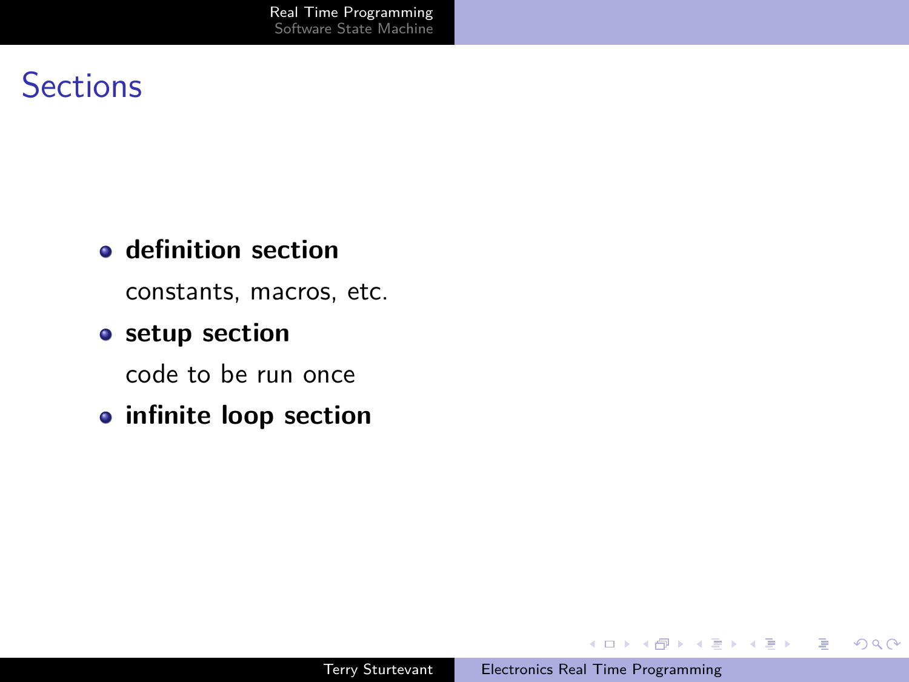# Sections

- **definition section**

  constants, macros, etc.

- **setup section**

  code to be run once

- **infinite loop section**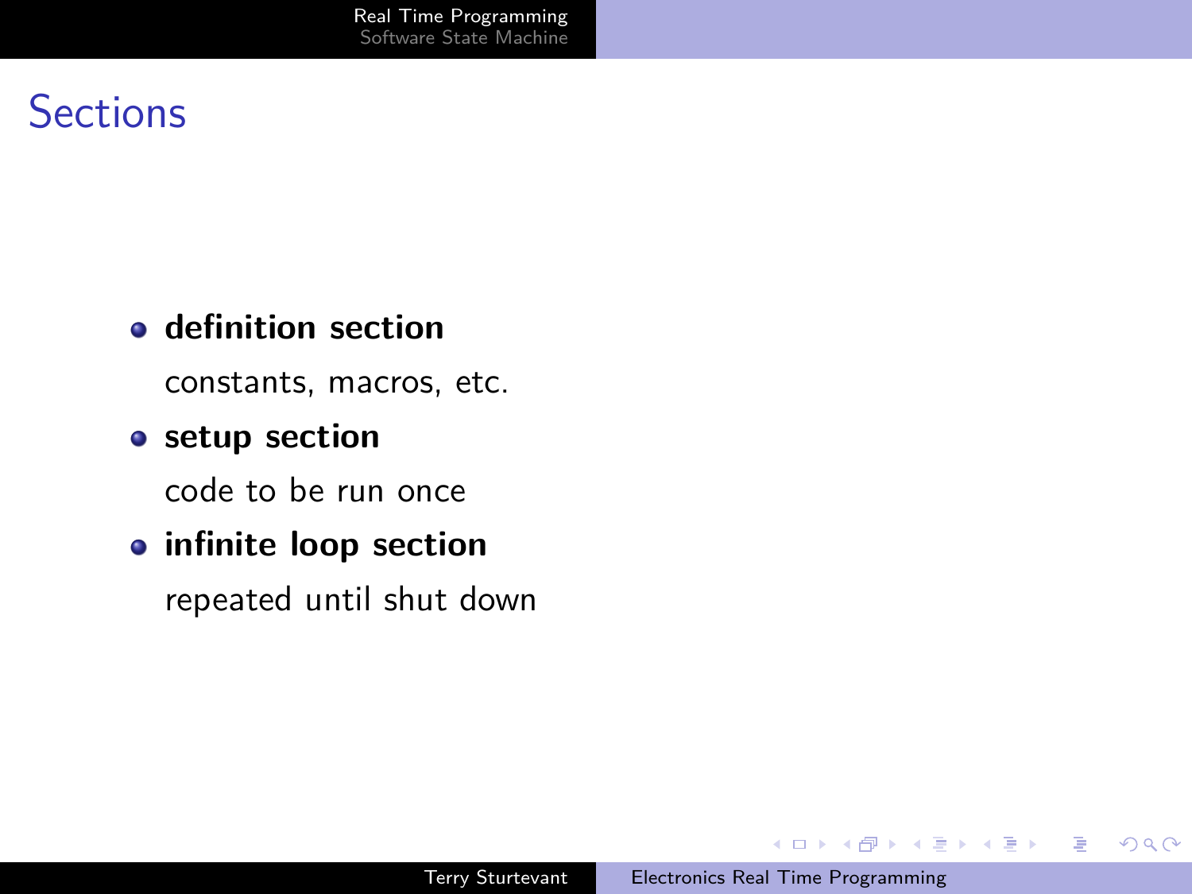# Sections

- **definition section**

  constants, macros, etc.

- **setup section**

  code to be run once

- **infinite loop section**

  repeated until shut down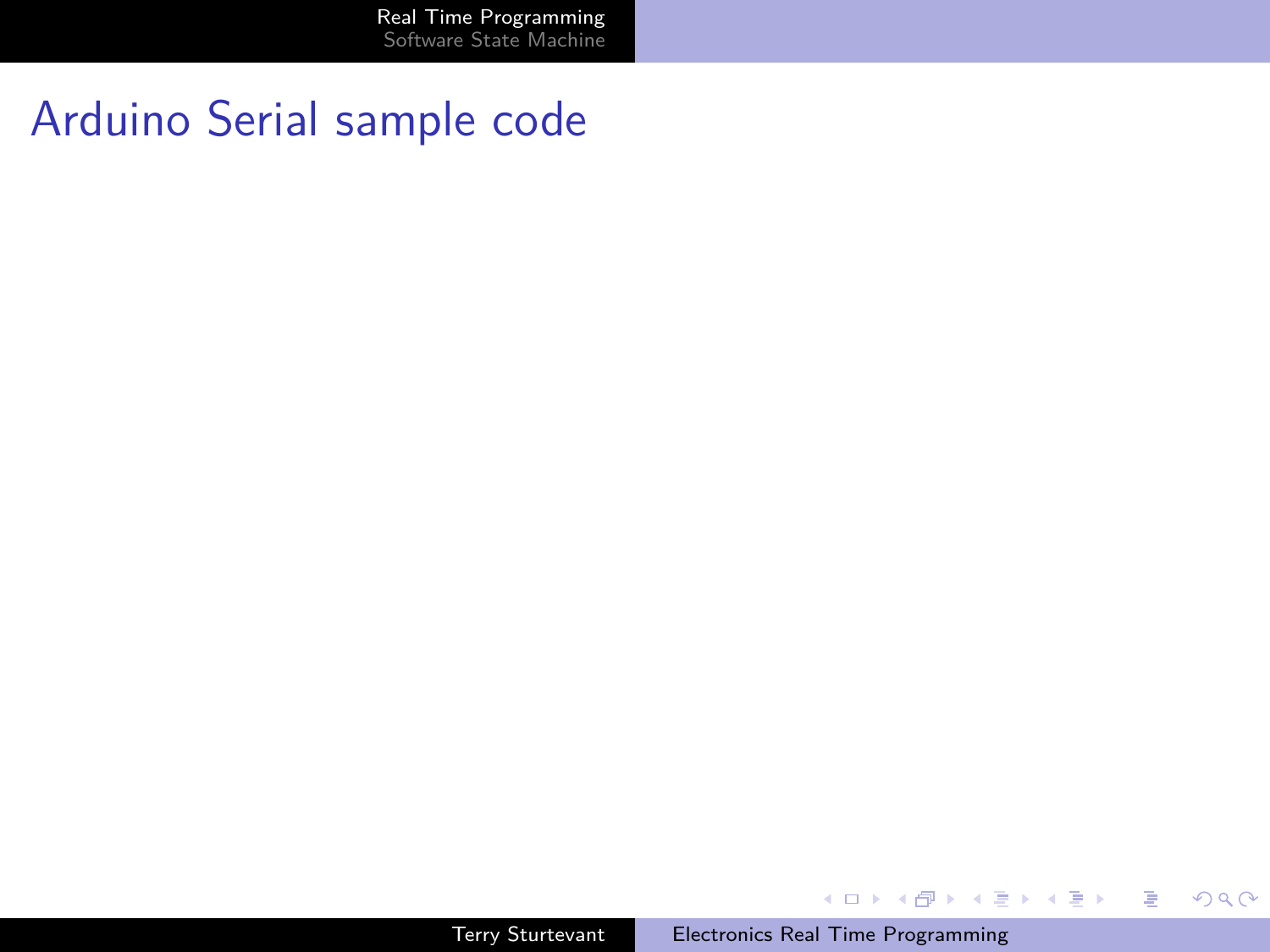# Arduino Serial sample code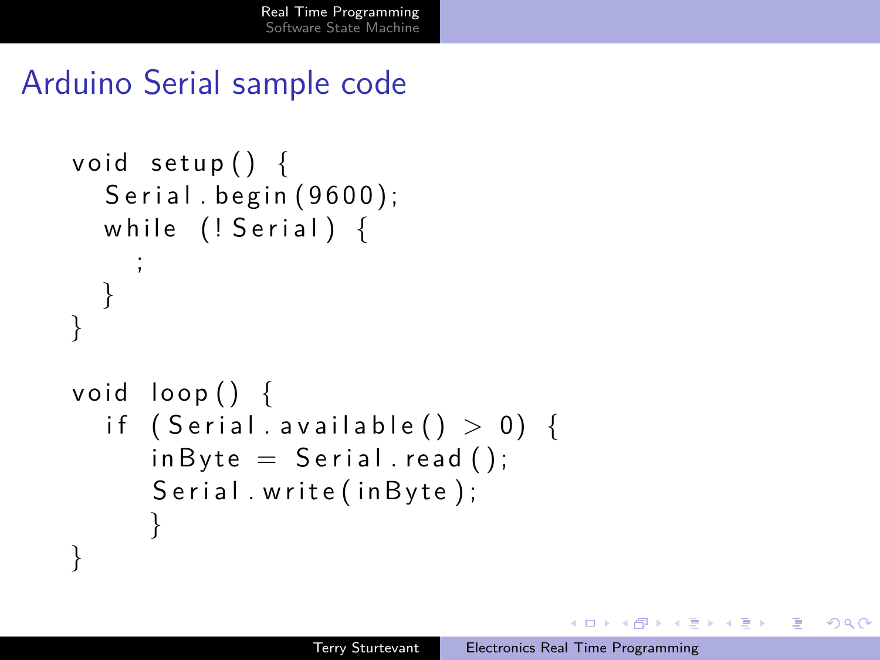## Arduino Serial sample code

```
void setup() {
  Serial.begin(9600);
  while (!Serial) {
    ;
  }
}

void loop() {
  if (Serial.available() > 0) {
     inByte = Serial.read();
     Serial.write(inByte);
     }
}
```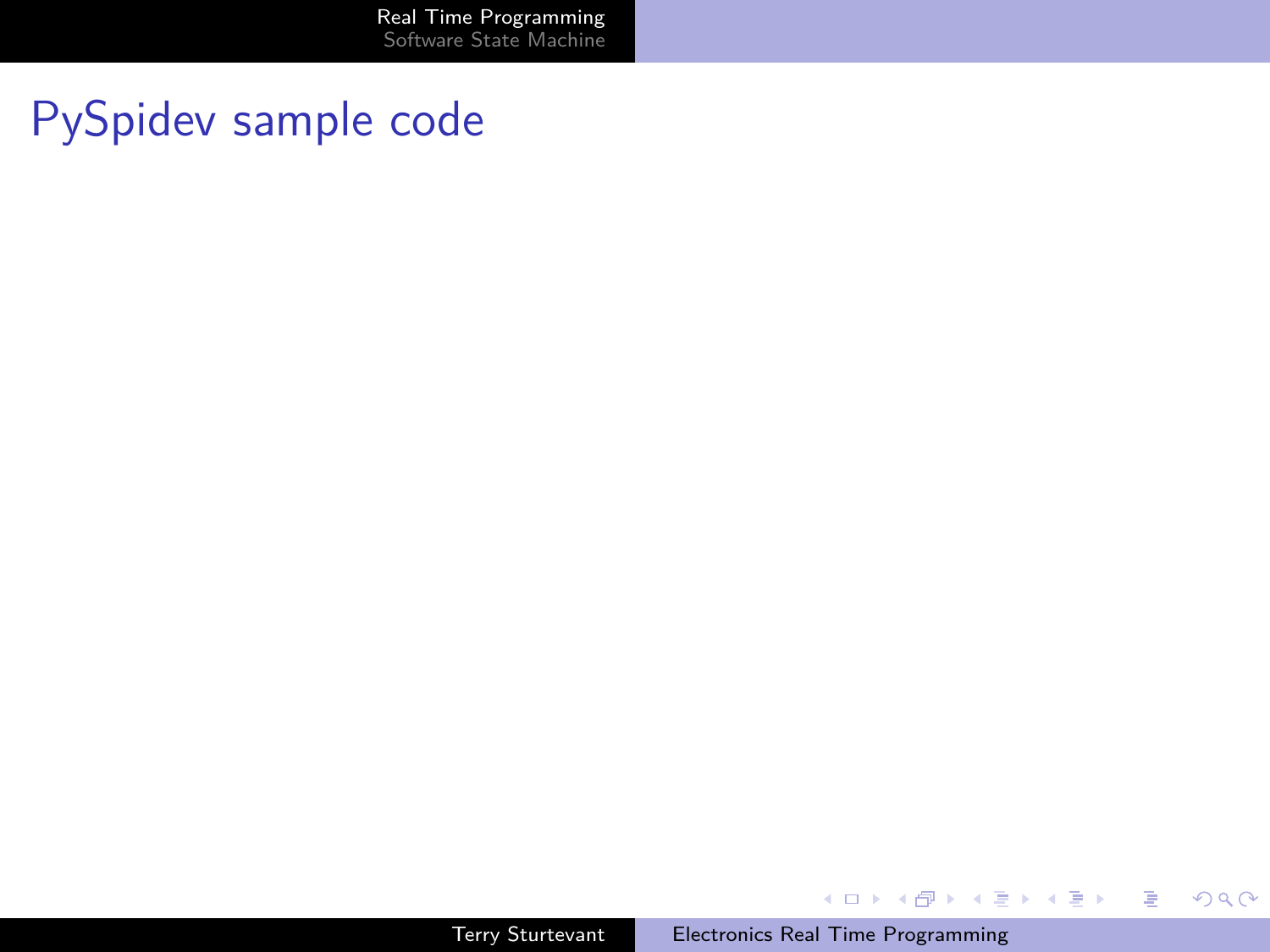# PySpidev sample code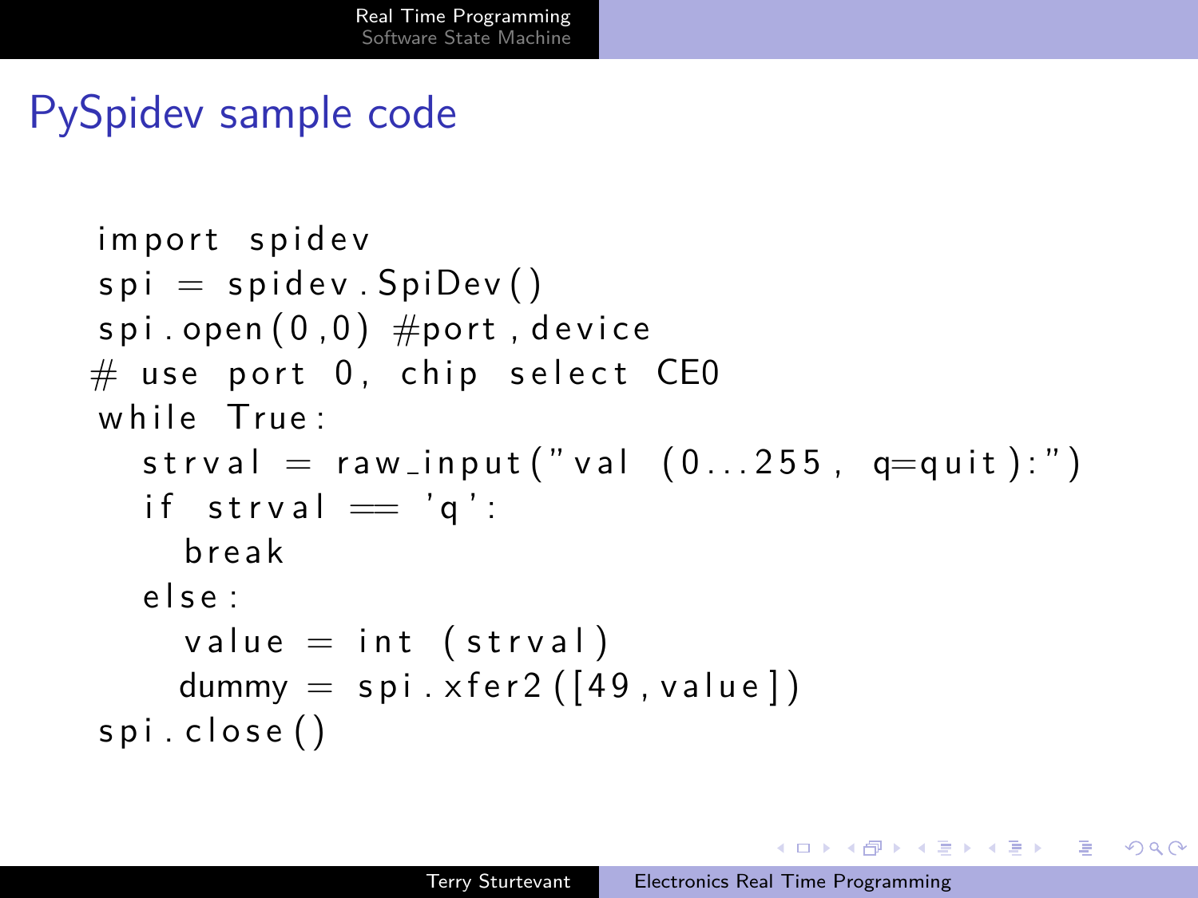# PySpidev sample code

```
import spidev
spi = spidev.SpiDev()
spi.open(0,0) #port, device
# use port 0, chip select CE0
while True:
  strval = raw_input("val (0...255, q=quit):")
  if strval == 'q':
    break
  else:
    value = int (strval)
    dummy = spi.xfer2([49, value])
spi.close()
```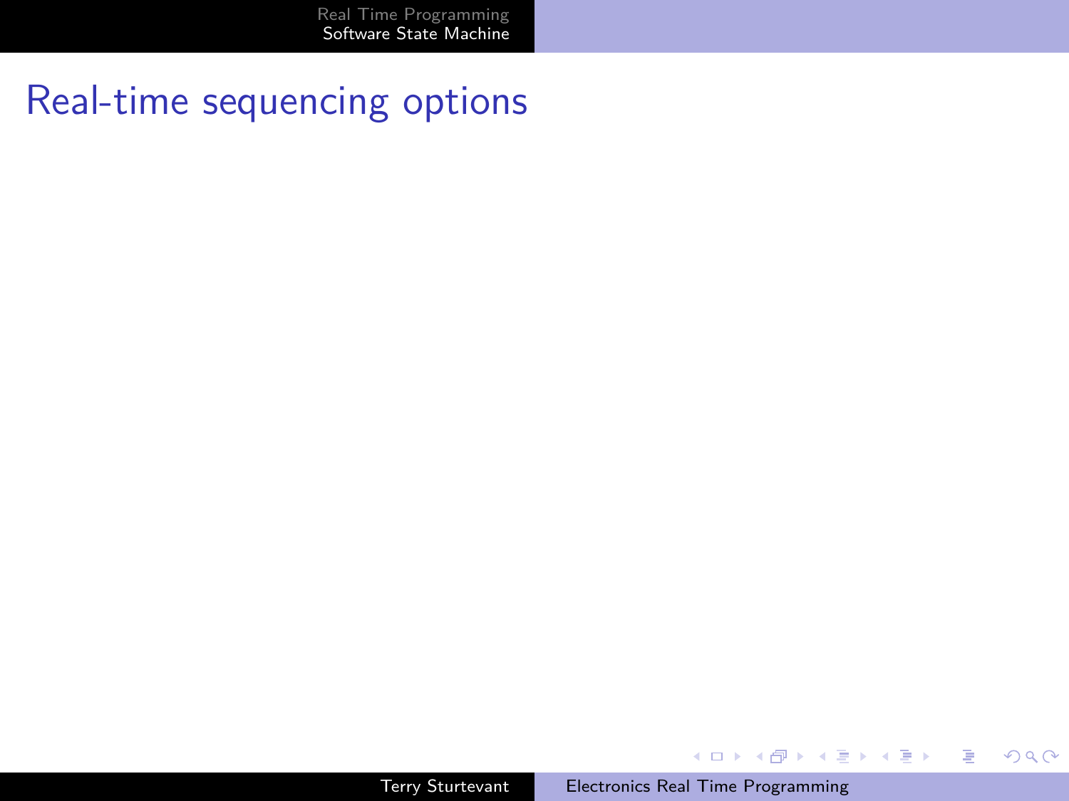# Real-time sequencing options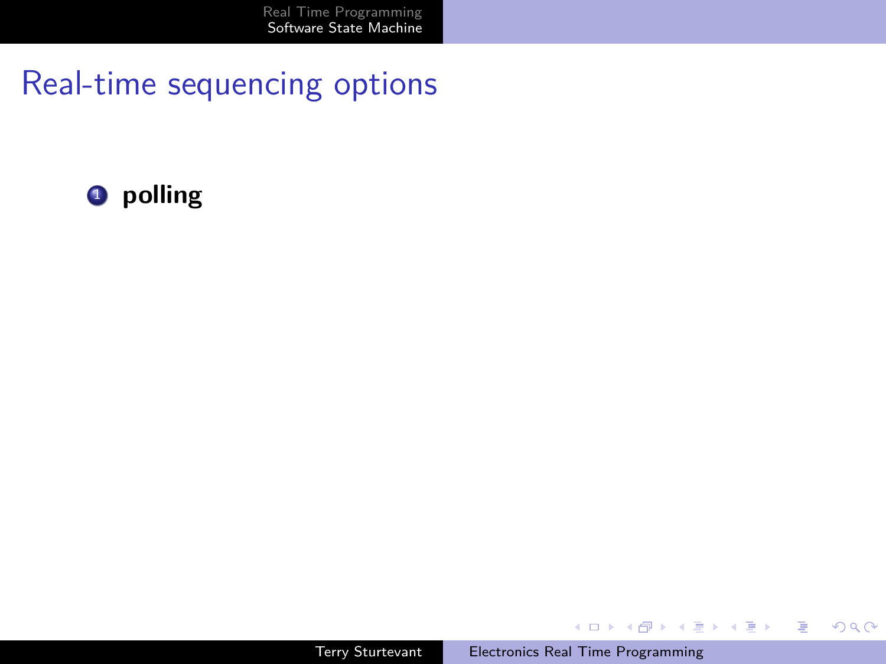# Real-time sequencing options

1. **polling**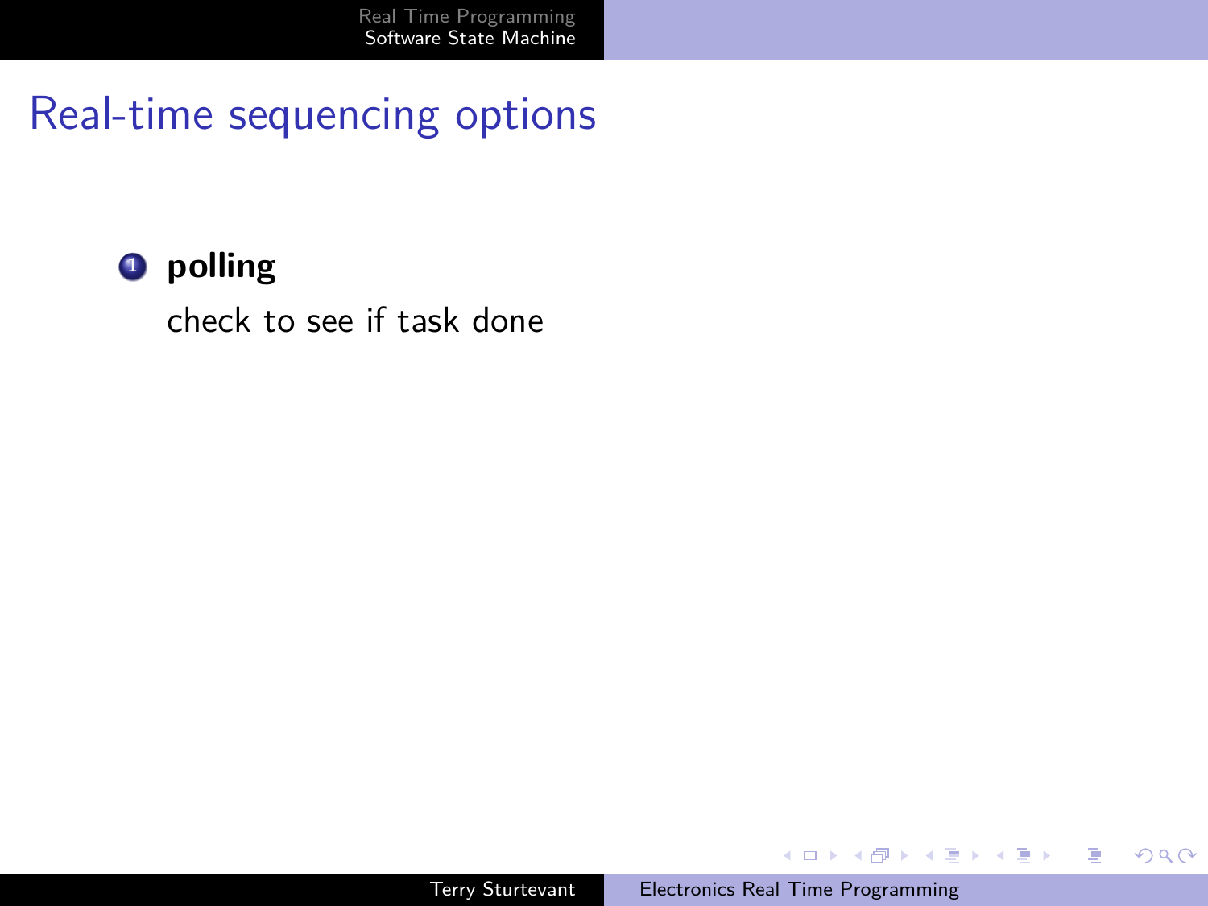# Real-time sequencing options

1. **polling**

   check to see if task done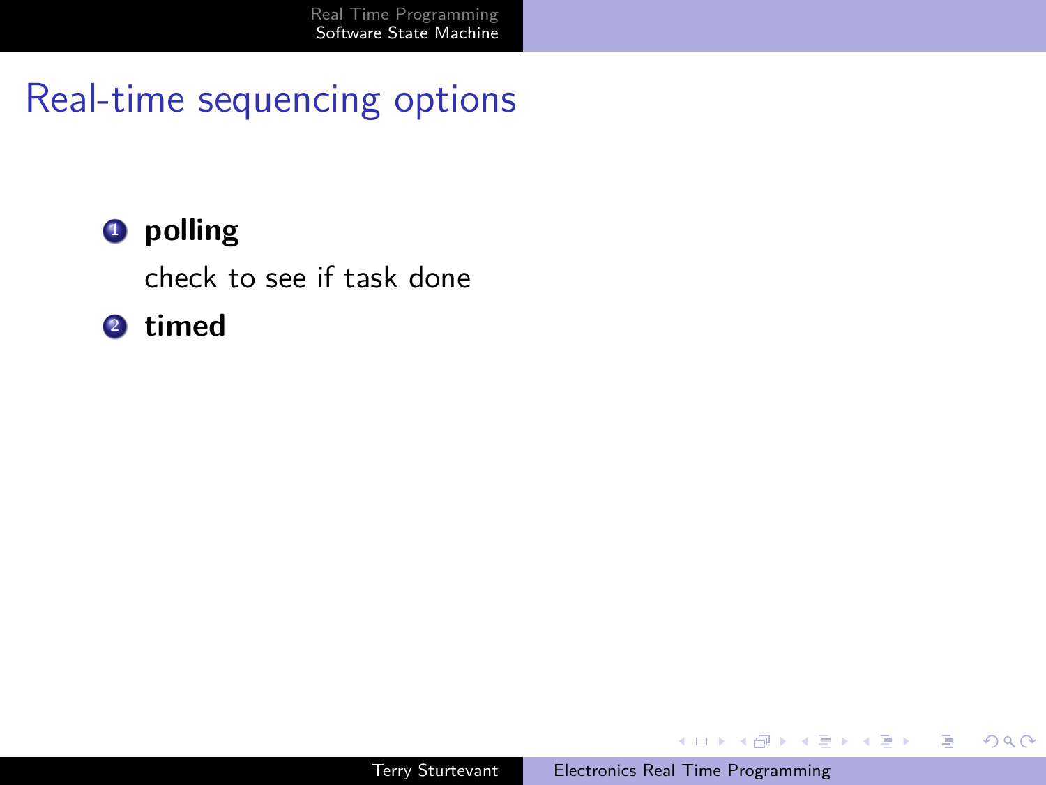# Real-time sequencing options

1. **polling**

   check to see if task done

2. **timed**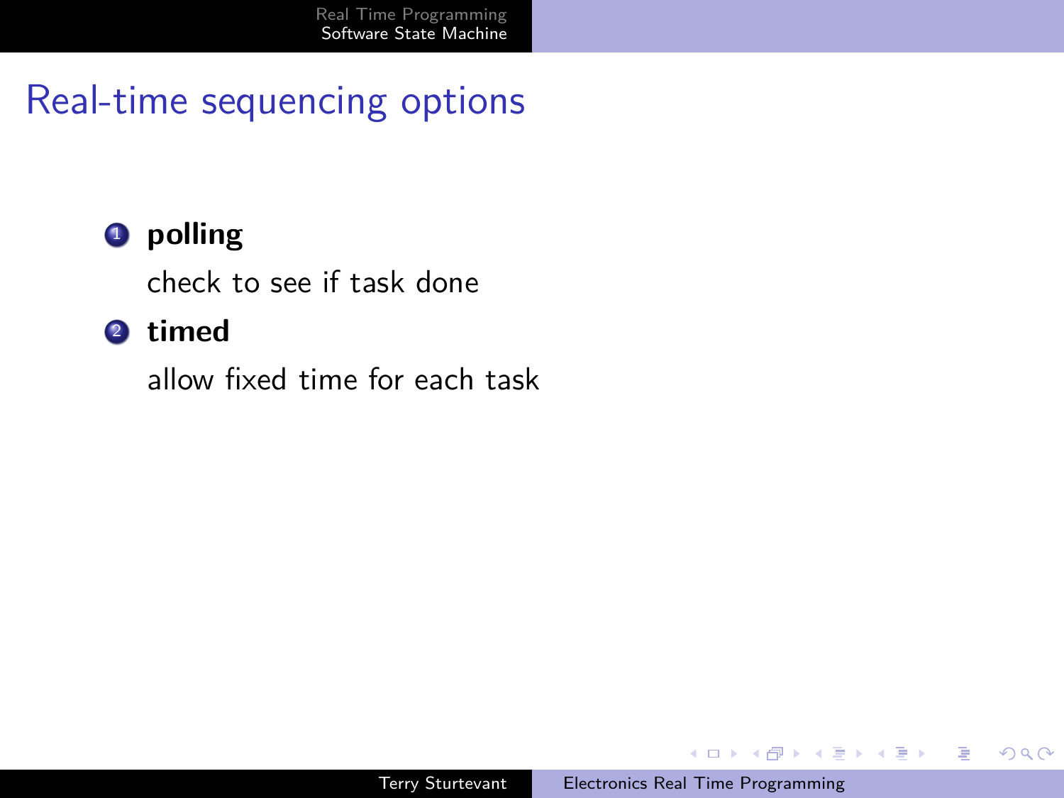# Real-time sequencing options

1. **polling**

   check to see if task done

2. **timed**

   allow fixed time for each task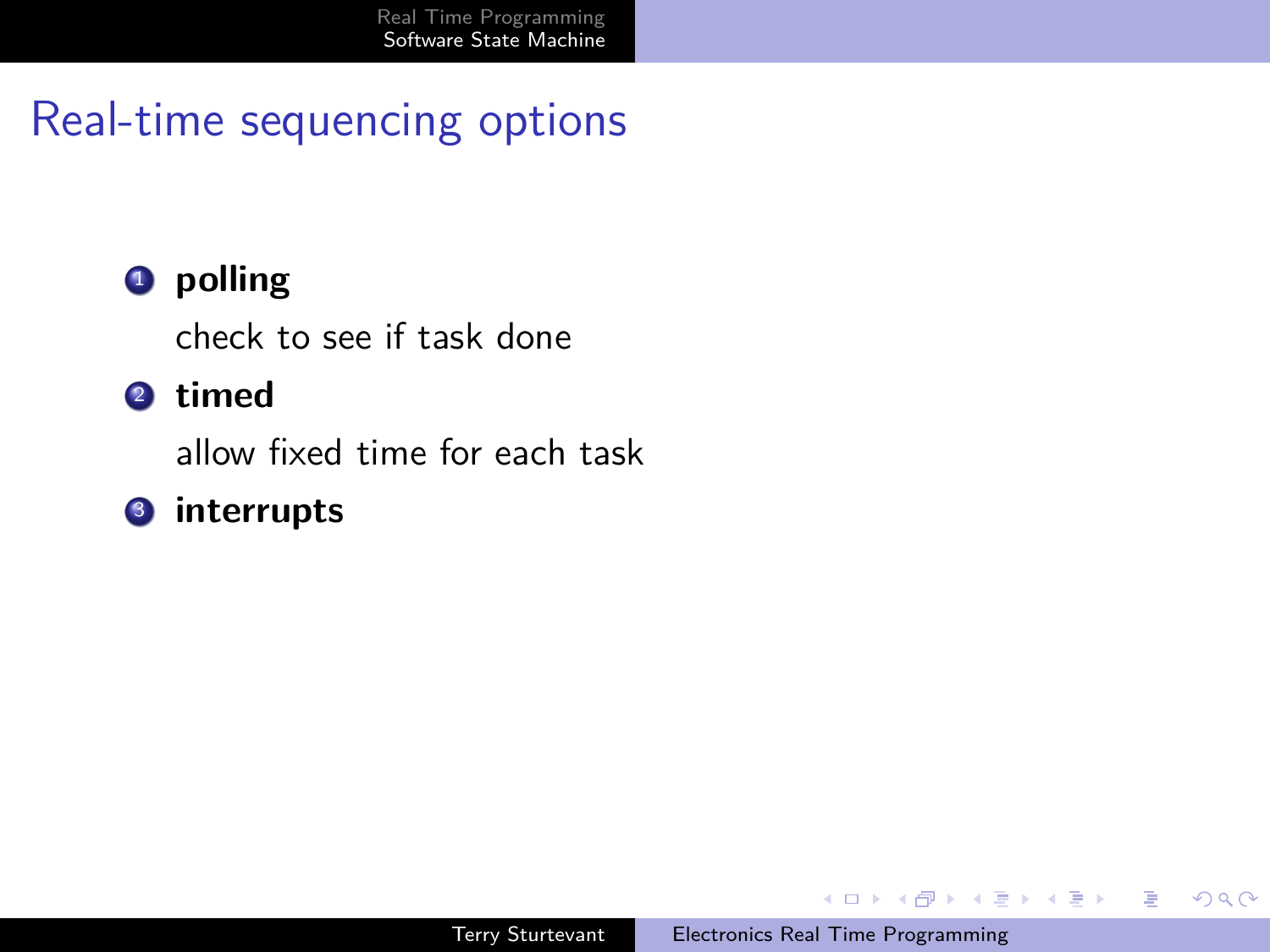# Real-time sequencing options

1. **polling**

   check to see if task done

2. **timed**

   allow fixed time for each task

3. **interrupts**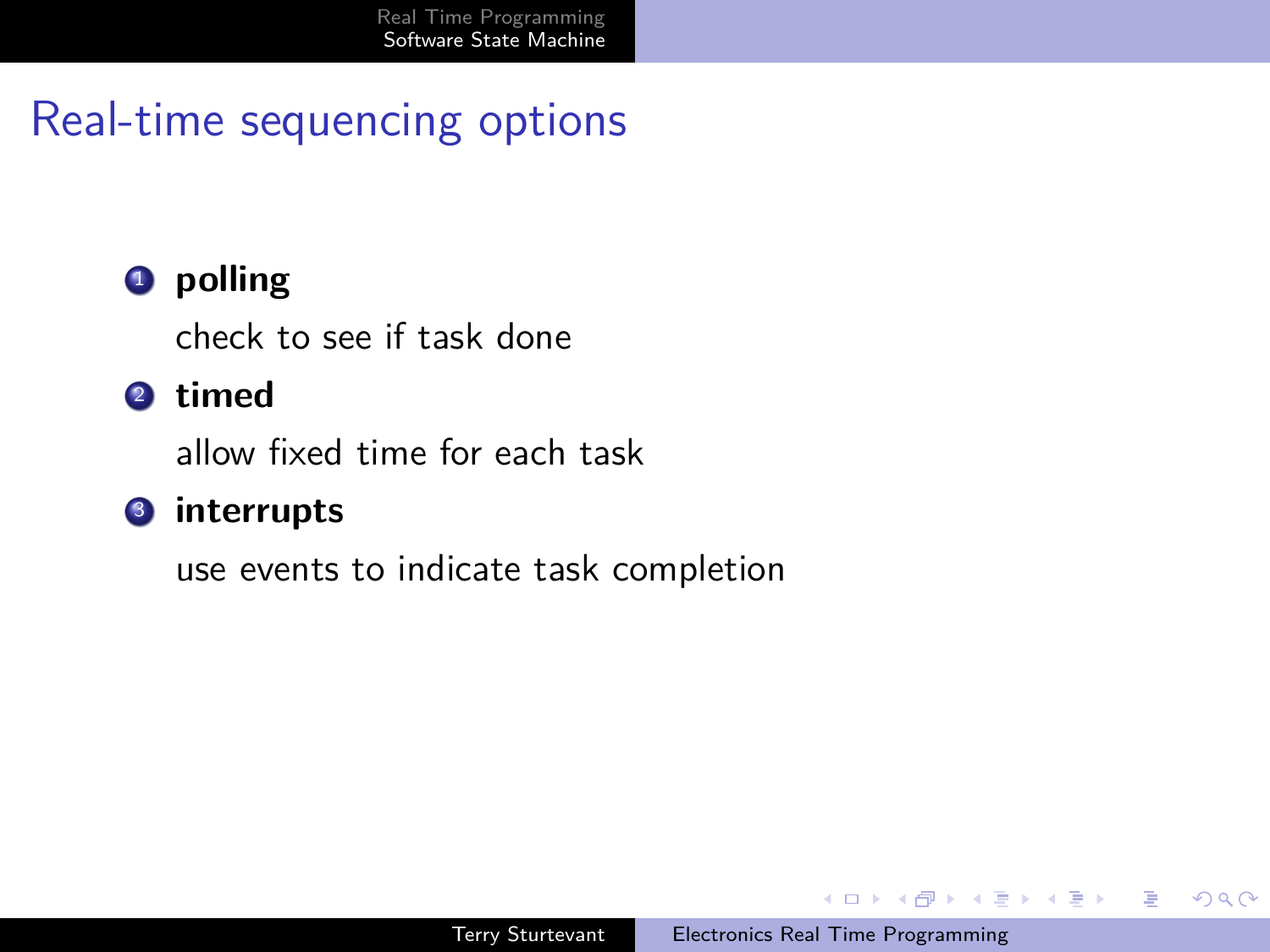# Real-time sequencing options

1. **polling**

   check to see if task done

2. **timed**

   allow fixed time for each task

3. **interrupts**

   use events to indicate task completion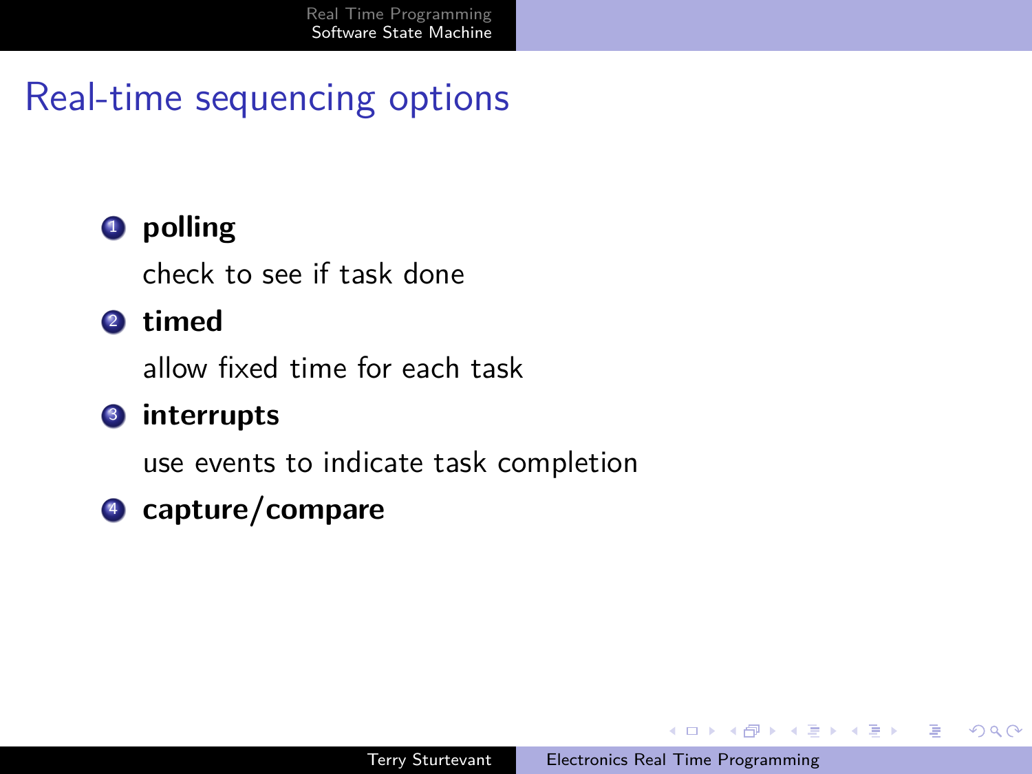# Real-time sequencing options

1. **polling**

   check to see if task done

2. **timed**

   allow fixed time for each task

3. **interrupts**

   use events to indicate task completion

4. **capture/compare**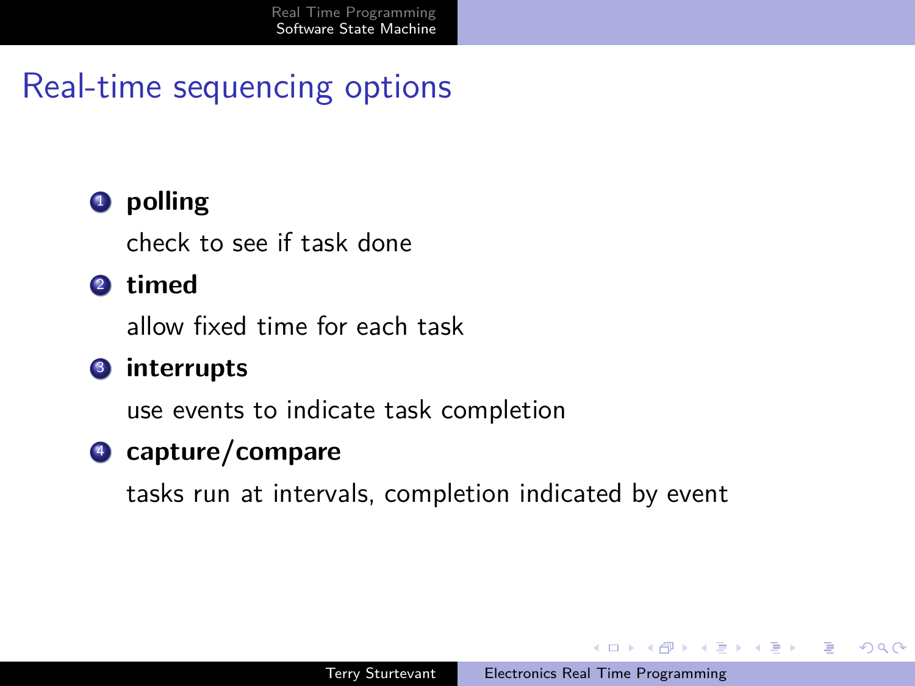# Real-time sequencing options

1. **polling**

   check to see if task done

2. **timed**

   allow fixed time for each task

3. **interrupts**

   use events to indicate task completion

4. **capture/compare**

   tasks run at intervals, completion indicated by event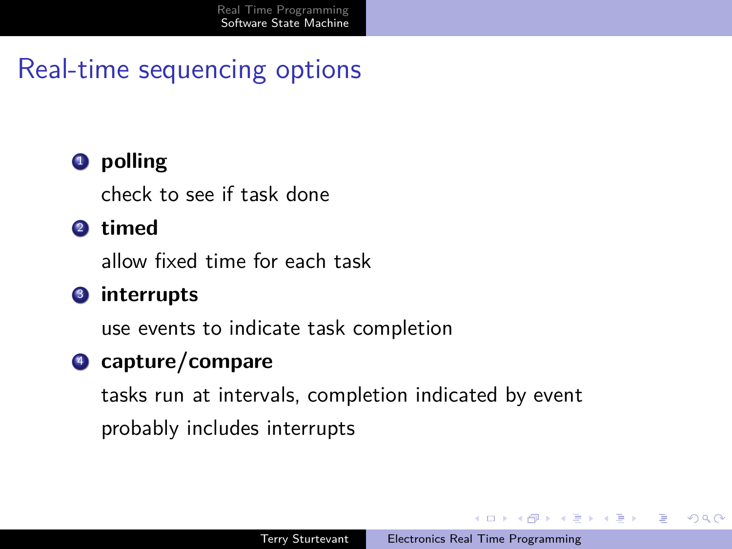# Real-time sequencing options

1. **polling**

   check to see if task done

2. **timed**

   allow fixed time for each task

3. **interrupts**

   use events to indicate task completion

4. **capture/compare**

   tasks run at intervals, completion indicated by event

   probably includes interrupts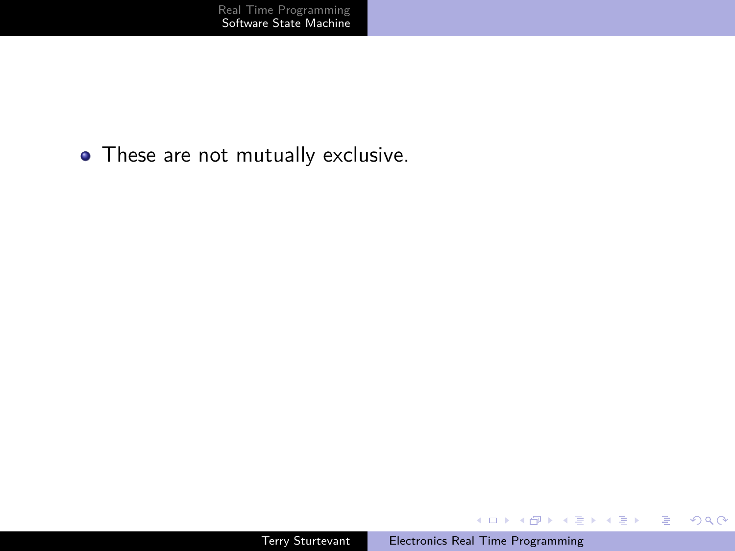- These are not mutually exclusive.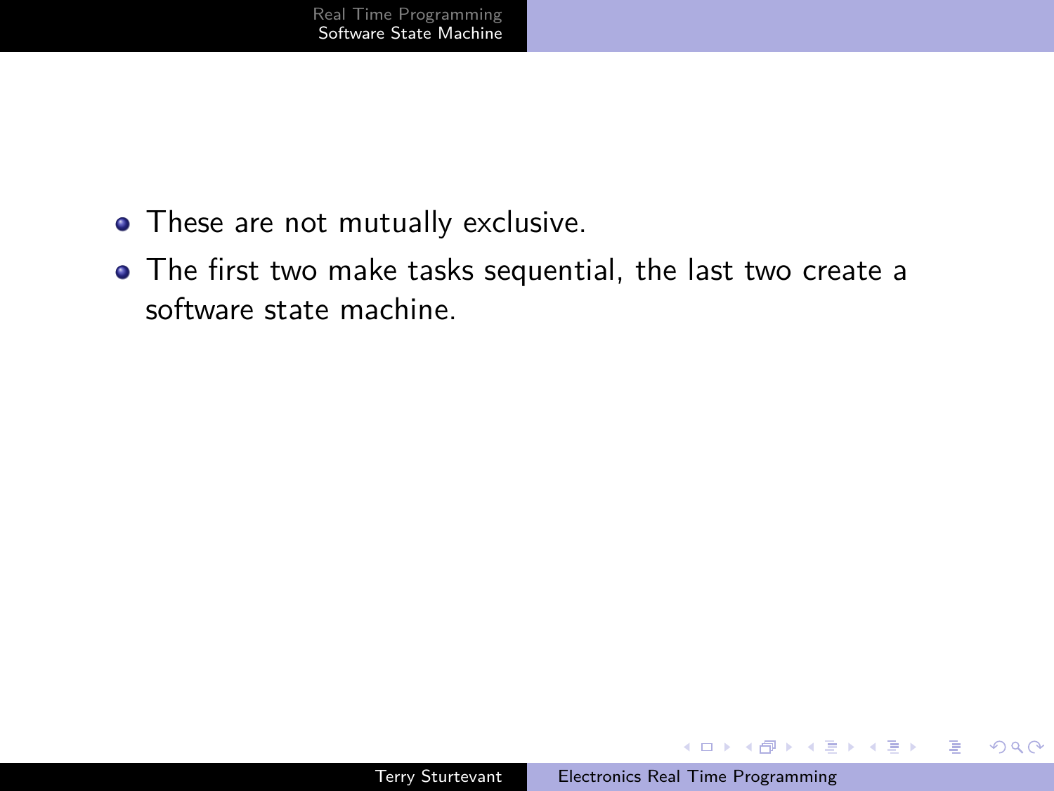- These are not mutually exclusive.
- The first two make tasks sequential, the last two create a software state machine.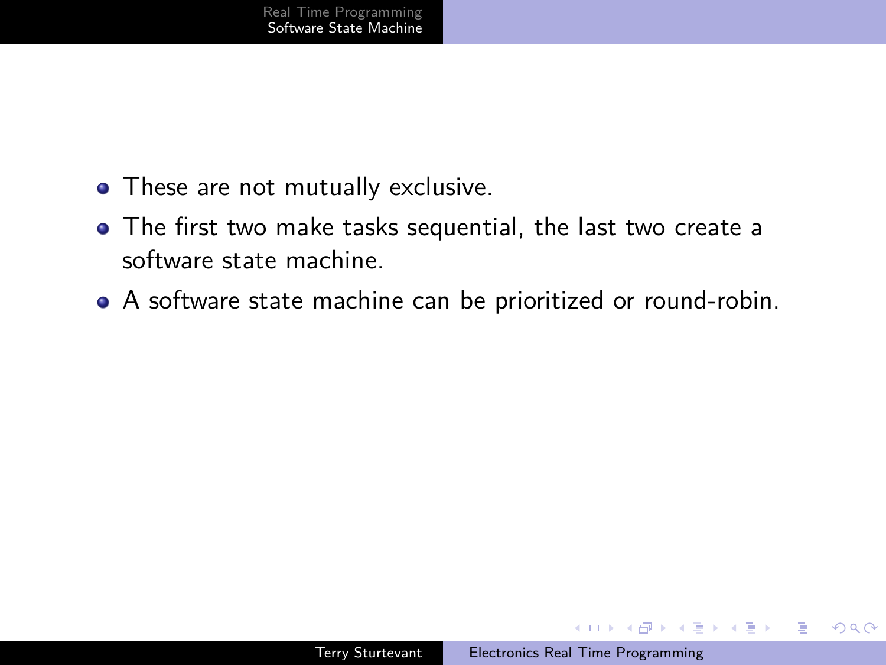- These are not mutually exclusive.
- The first two make tasks sequential, the last two create a software state machine.
- A software state machine can be prioritized or round-robin.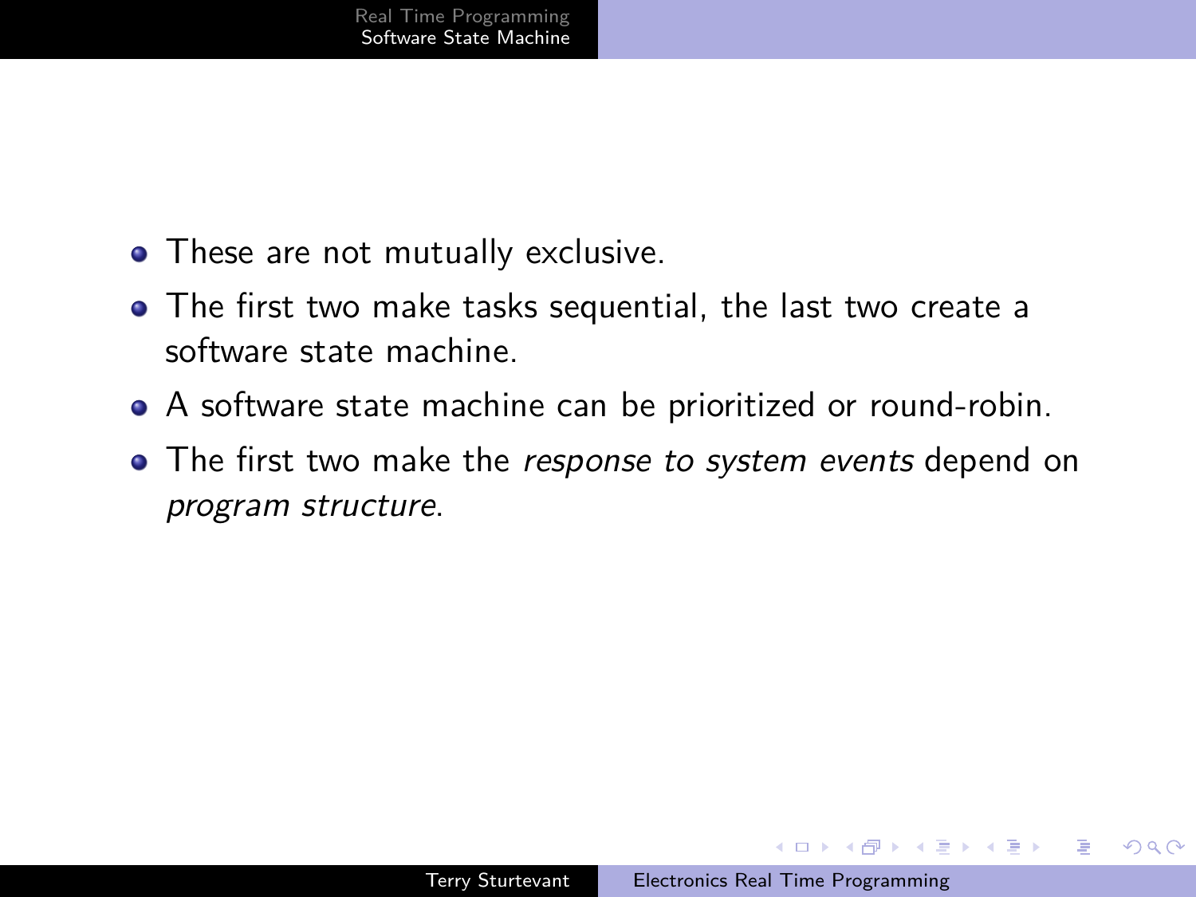- These are not mutually exclusive.
- The first two make tasks sequential, the last two create a software state machine.
- A software state machine can be prioritized or round-robin.
- The first two make the *response to system events* depend on *program structure*.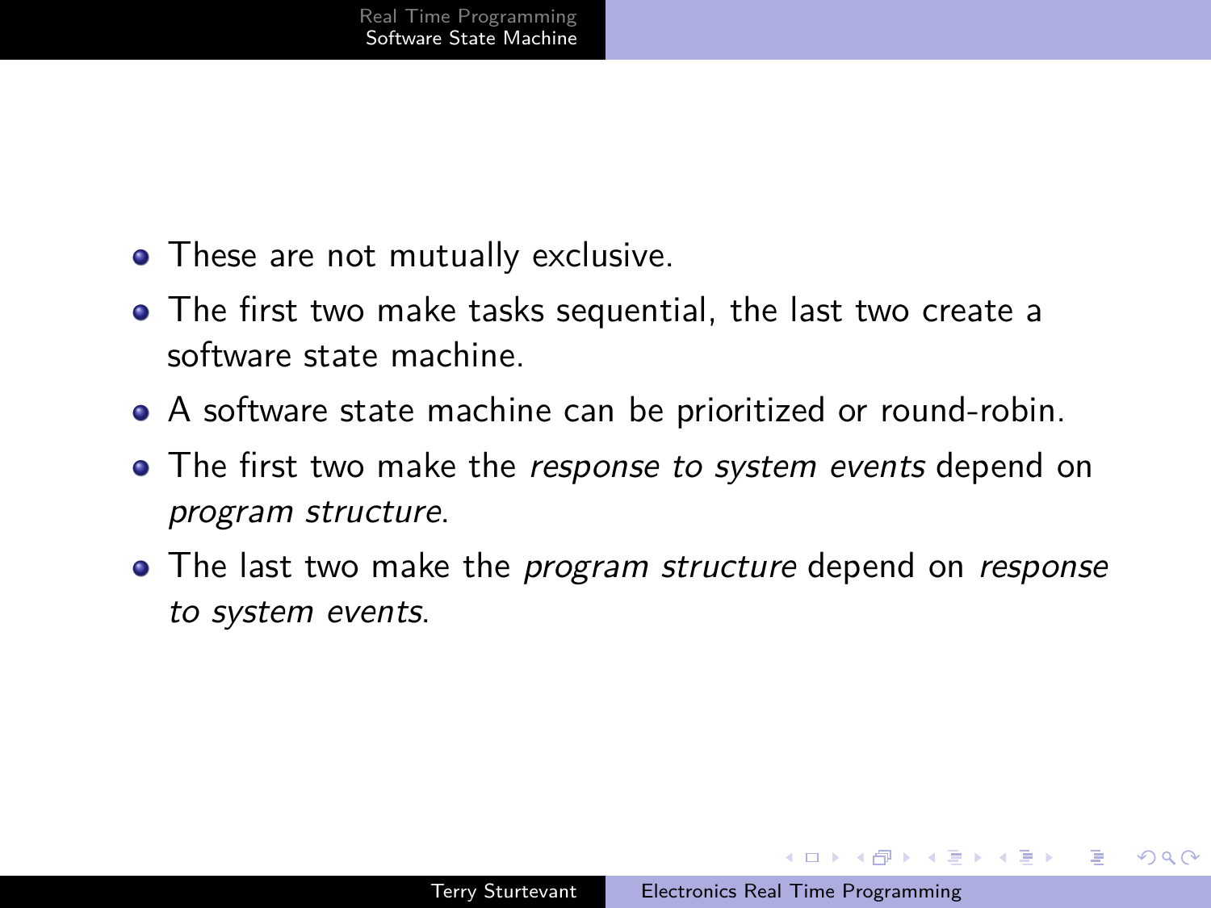- These are not mutually exclusive.
- The first two make tasks sequential, the last two create a software state machine.
- A software state machine can be prioritized or round-robin.
- The first two make the *response to system events* depend on *program structure*.
- The last two make the *program structure* depend on *response to system events*.